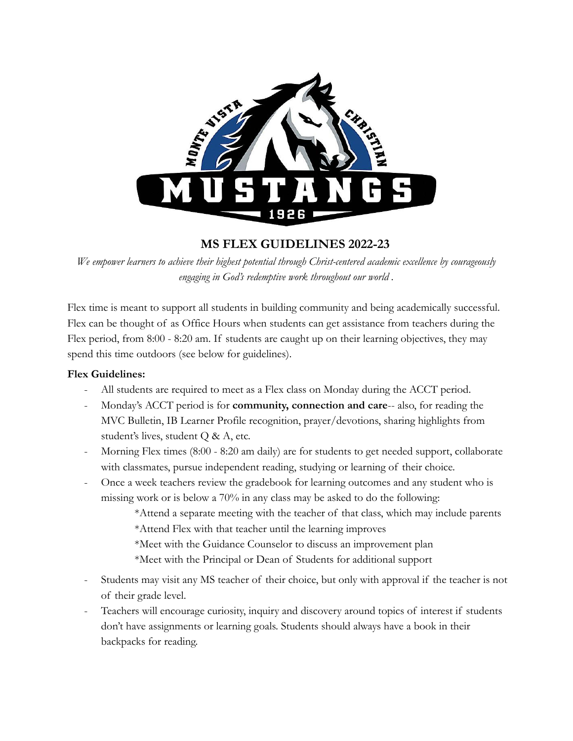## MS FLEX GUIDELINES 2022-23

*We empower learners to achieve their highest potential through Christ-centered academic excellence by courageously engaging in God's redemptive work throughout our world .*

Flex time is meant to support all students in building community and being academically successful. Flex can be thought of as Office Hours when students can get assistance from teachers during the Flex period, from 8:00 - 8:20 am. If students are caught up on their learning objectives, they may spend this time outdoors (see below for guidelines).

**Flex Guidelines:**

- All students are required to meet as a Flex class on Monday during the ACCT period.
- Monday's ACCT period is for **community, connection and care**-- also, for reading the MVC Bulletin, IB Learner Profile recognition, prayer/devotions, sharing highlights from student's lives, student Q & A, etc.
- Morning Flex times (8:00 - 8:20 am daily) are for students to get needed support, collaborate with classmates, pursue independent reading, studying or learning of their choice.
- Once a week teachers review the gradebook for learning outcomes and any student who is missing work or is below a 70% in any class may be asked to do the following:
  - *Attend a separate meeting with the teacher of that class, which may include parents
  - *Attend Flex with that teacher until the learning improves
  - *Meet with the Guidance Counselor to discuss an improvement plan
  - *Meet with the Principal or Dean of Students for additional support
- Students may visit any MS teacher of their choice, but only with approval if the teacher is not of their grade level.
- Teachers will encourage curiosity, inquiry and discovery around topics of interest if students don't have assignments or learning goals. Students should always have a book in their backpacks for reading.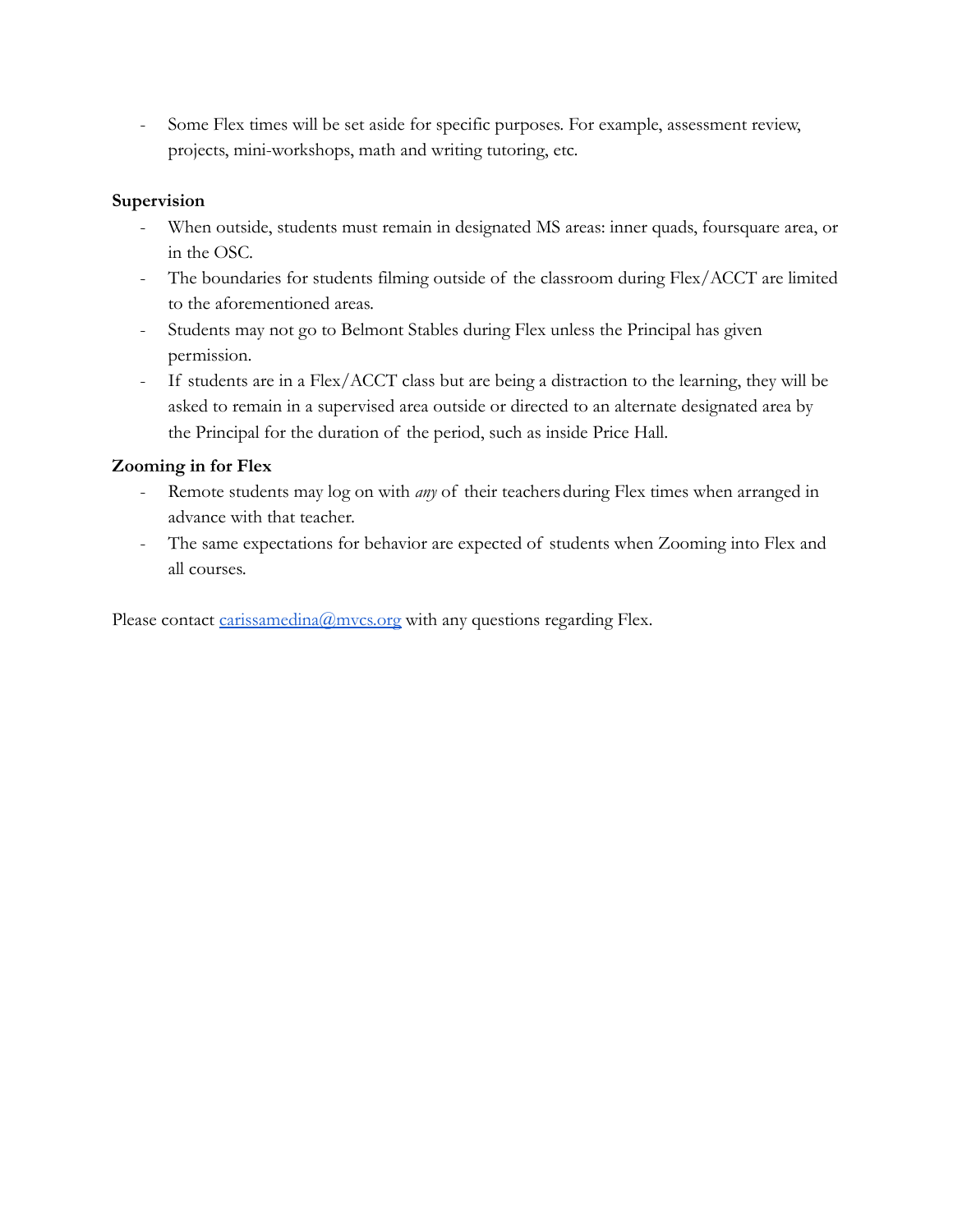- Some Flex times will be set aside for specific purposes. For example, assessment review, projects, mini-workshops, math and writing tutoring, etc.

**Supervision**

- When outside, students must remain in designated MS areas: inner quads, foursquare area, or in the OSC.
- The boundaries for students filming outside of the classroom during Flex/ACCT are limited to the aforementioned areas.
- Students may not go to Belmont Stables during Flex unless the Principal has given permission.
- If students are in a Flex/ACCT class but are being a distraction to the learning, they will be asked to remain in a supervised area outside or directed to an alternate designated area by the Principal for the duration of the period, such as inside Price Hall.

**Zooming in for Flex**

- Remote students may log on with *any* of their teachers during Flex times when arranged in advance with that teacher.
- The same expectations for behavior are expected of students when Zooming into Flex and all courses.

Please contact [carissamedina@mvcs.org](mailto:carissamedina@mvcs.org) with any questions regarding Flex.